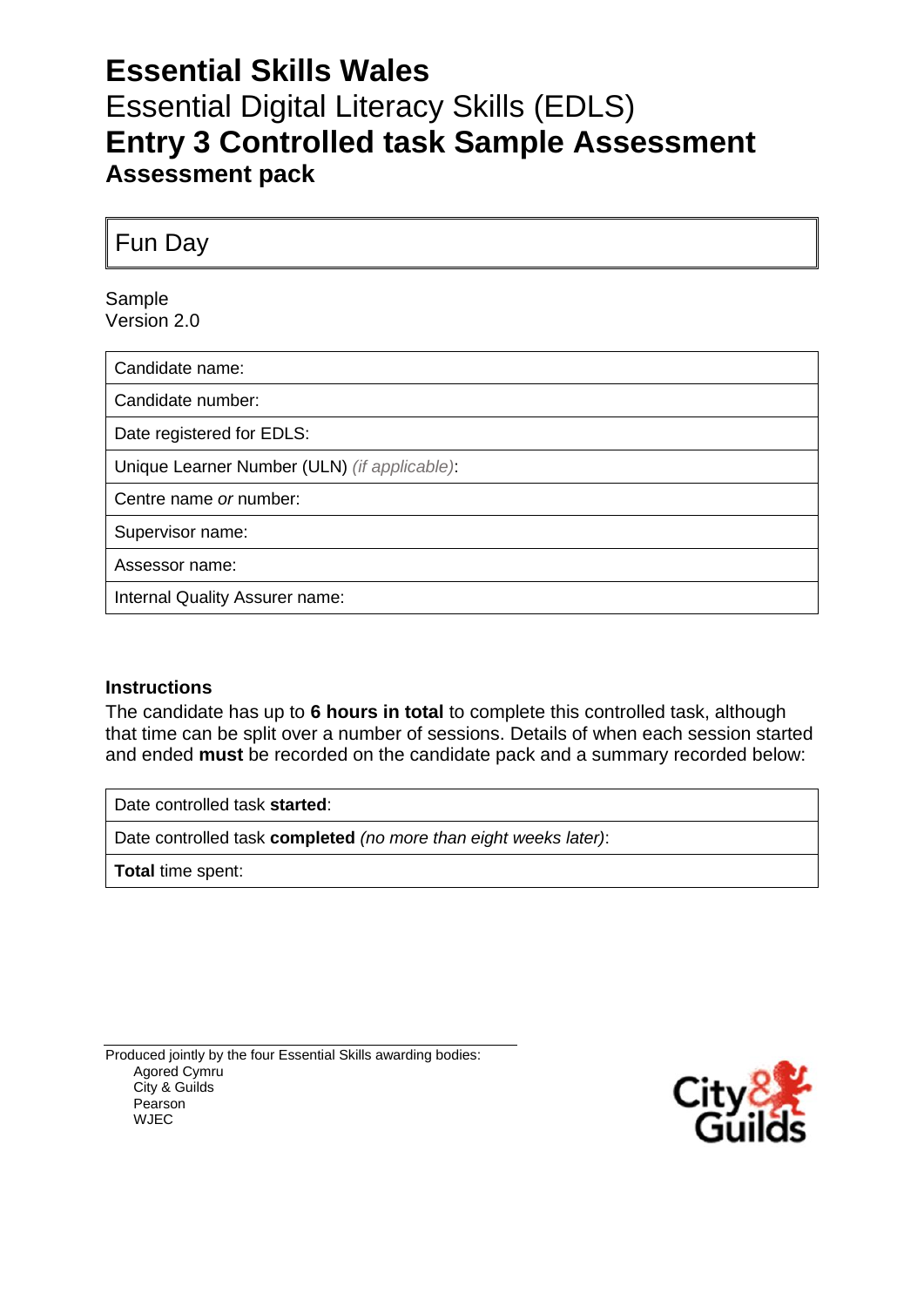# Essential Skills Wales

## Essential Digital Literacy Skills (EDLS)

# Entry 3 Controlled task Sample Assessment

## Assessment pack

| Fun Day |
|---|

Sample
Version 2.0

| Candidate name: |
|---|
| Candidate number: |
| Date registered for EDLS: |
| Unique Learner Number (ULN) *(if applicable)*: |
| Centre name *or* number: |
| Supervisor name: |
| Assessor name: |
| Internal Quality Assurer name: |

### Instructions

The candidate has up to **6 hours in total** to complete this controlled task, although that time can be split over a number of sessions. Details of when each session started and ended **must** be recorded on the candidate pack and a summary recorded below:

| Date controlled task **started**: |
|---|
| Date controlled task **completed** *(no more than eight weeks later)*: |
| **Total** time spent: |

Produced jointly by the four Essential Skills awarding bodies:
- Agored Cymru
- City & Guilds
- Pearson
- WJEC

City & Guilds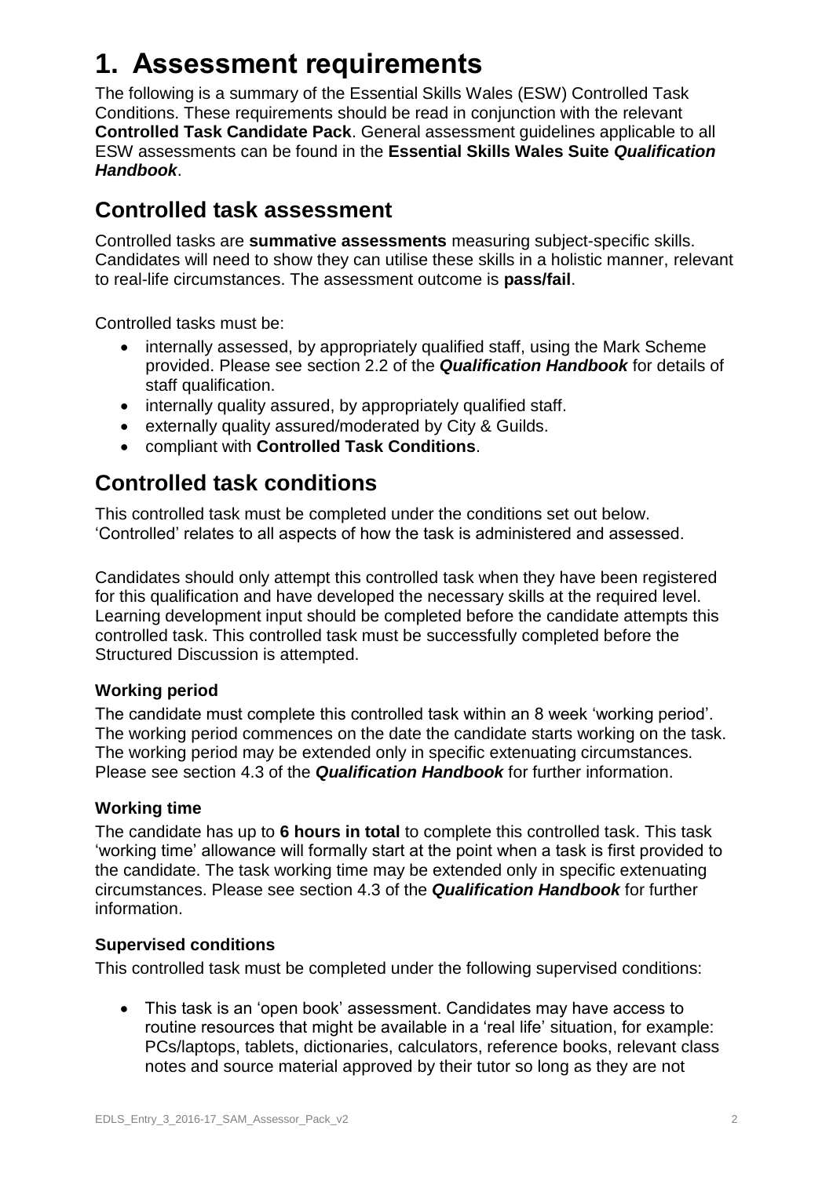# 1. Assessment requirements

The following is a summary of the Essential Skills Wales (ESW) Controlled Task Conditions. These requirements should be read in conjunction with the relevant **Controlled Task Candidate Pack**. General assessment guidelines applicable to all ESW assessments can be found in the **Essential Skills Wales Suite *Qualification Handbook***.

## Controlled task assessment

Controlled tasks are **summative assessments** measuring subject-specific skills. Candidates will need to show they can utilise these skills in a holistic manner, relevant to real-life circumstances. The assessment outcome is **pass/fail**.

Controlled tasks must be:

- internally assessed, by appropriately qualified staff, using the Mark Scheme provided. Please see section 2.2 of the ***Qualification Handbook*** for details of staff qualification.
- internally quality assured, by appropriately qualified staff.
- externally quality assured/moderated by City & Guilds.
- compliant with **Controlled Task Conditions**.

## Controlled task conditions

This controlled task must be completed under the conditions set out below. 'Controlled' relates to all aspects of how the task is administered and assessed.

Candidates should only attempt this controlled task when they have been registered for this qualification and have developed the necessary skills at the required level. Learning development input should be completed before the candidate attempts this controlled task. This controlled task must be successfully completed before the Structured Discussion is attempted.

### Working period

The candidate must complete this controlled task within an 8 week 'working period'. The working period commences on the date the candidate starts working on the task. The working period may be extended only in specific extenuating circumstances. Please see section 4.3 of the ***Qualification Handbook*** for further information.

### Working time

The candidate has up to **6 hours in total** to complete this controlled task. This task 'working time' allowance will formally start at the point when a task is first provided to the candidate. The task working time may be extended only in specific extenuating circumstances. Please see section 4.3 of the ***Qualification Handbook*** for further information.

### Supervised conditions

This controlled task must be completed under the following supervised conditions:

- This task is an 'open book' assessment. Candidates may have access to routine resources that might be available in a 'real life' situation, for example: PCs/laptops, tablets, dictionaries, calculators, reference books, relevant class notes and source material approved by their tutor so long as they are not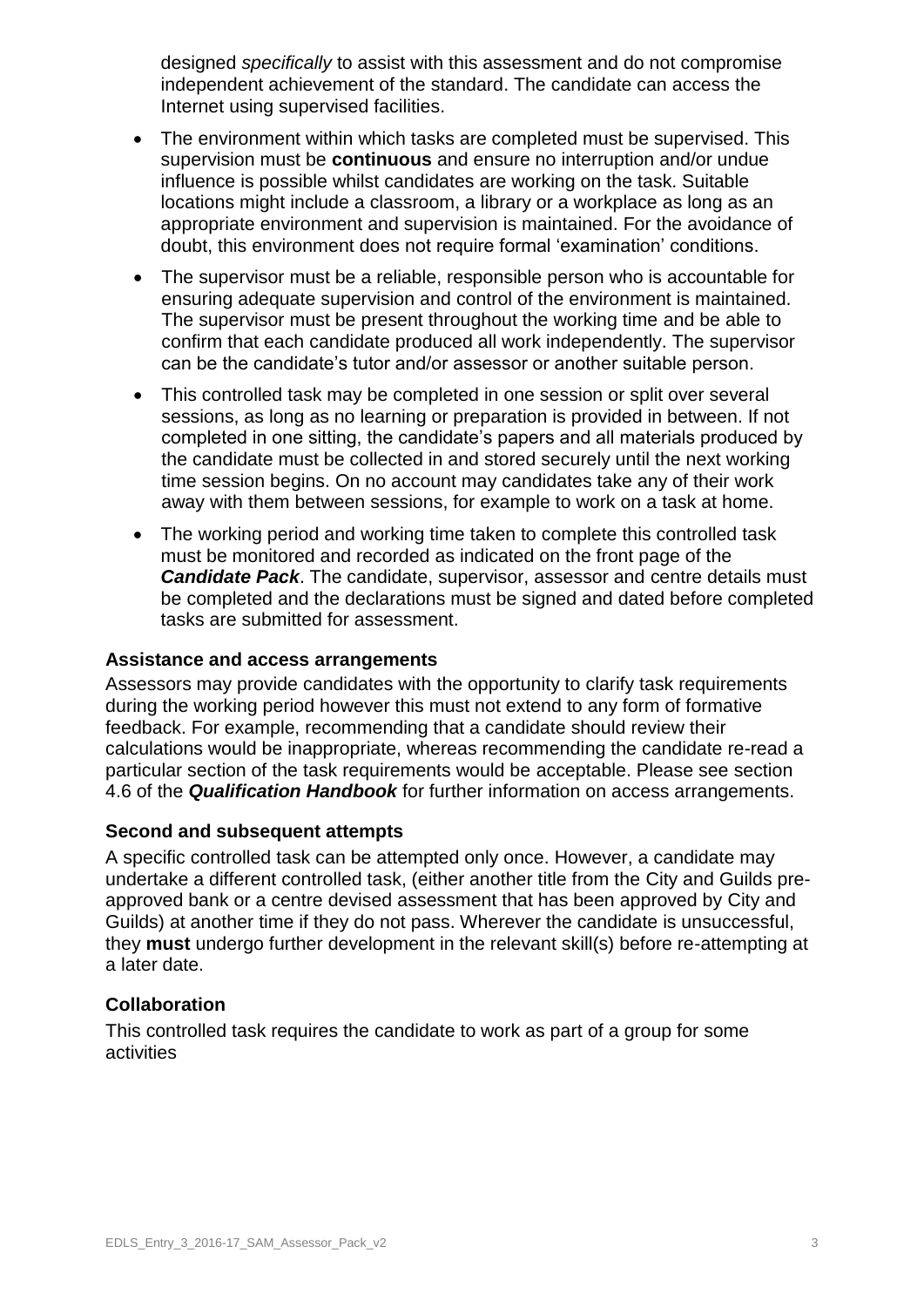designed *specifically* to assist with this assessment and do not compromise independent achievement of the standard. The candidate can access the Internet using supervised facilities.

- The environment within which tasks are completed must be supervised. This supervision must be **continuous** and ensure no interruption and/or undue influence is possible whilst candidates are working on the task. Suitable locations might include a classroom, a library or a workplace as long as an appropriate environment and supervision is maintained. For the avoidance of doubt, this environment does not require formal 'examination' conditions.
- The supervisor must be a reliable, responsible person who is accountable for ensuring adequate supervision and control of the environment is maintained. The supervisor must be present throughout the working time and be able to confirm that each candidate produced all work independently. The supervisor can be the candidate's tutor and/or assessor or another suitable person.
- This controlled task may be completed in one session or split over several sessions, as long as no learning or preparation is provided in between. If not completed in one sitting, the candidate's papers and all materials produced by the candidate must be collected in and stored securely until the next working time session begins. On no account may candidates take any of their work away with them between sessions, for example to work on a task at home.
- The working period and working time taken to complete this controlled task must be monitored and recorded as indicated on the front page of the ***Candidate Pack***. The candidate, supervisor, assessor and centre details must be completed and the declarations must be signed and dated before completed tasks are submitted for assessment.

### Assistance and access arrangements

Assessors may provide candidates with the opportunity to clarify task requirements during the working period however this must not extend to any form of formative feedback. For example, recommending that a candidate should review their calculations would be inappropriate, whereas recommending the candidate re-read a particular section of the task requirements would be acceptable. Please see section 4.6 of the ***Qualification Handbook*** for further information on access arrangements.

### Second and subsequent attempts

A specific controlled task can be attempted only once. However, a candidate may undertake a different controlled task, (either another title from the City and Guilds pre-approved bank or a centre devised assessment that has been approved by City and Guilds) at another time if they do not pass. Wherever the candidate is unsuccessful, they **must** undergo further development in the relevant skill(s) before re-attempting at a later date.

### Collaboration

This controlled task requires the candidate to work as part of a group for some activities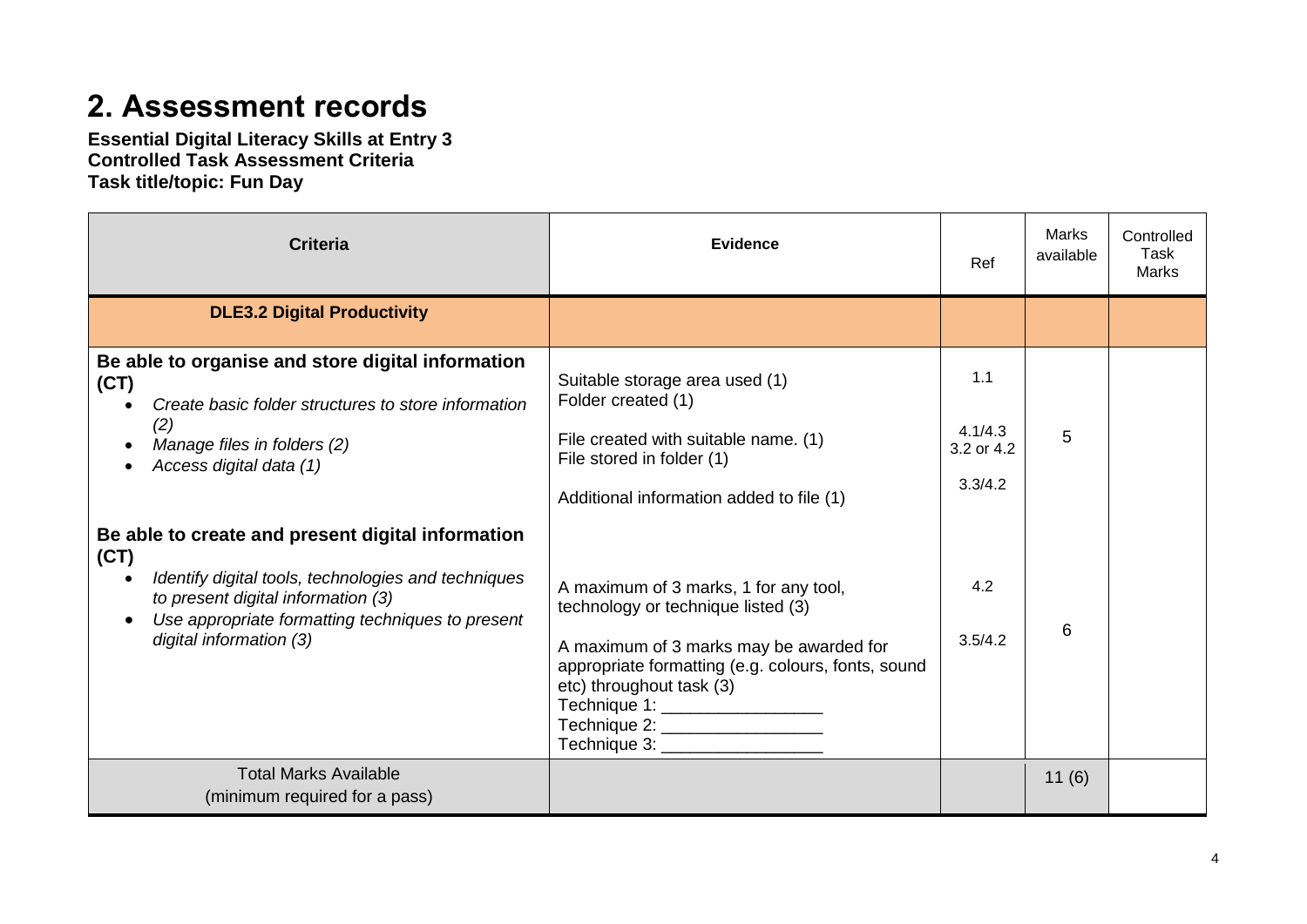## 2. Assessment records

**Essential Digital Literacy Skills at Entry 3**
**Controlled Task Assessment Criteria**
**Task title/topic: Fun Day**

| Criteria | Evidence | Ref | Marks available | Controlled Task Marks |
|---|---|---|---|---|
| **DLE3.2 Digital Productivity** | | | | |
| **Be able to organise and store digital information (CT)**<br>• *Create basic folder structures to store information (2)*<br>• *Manage files in folders (2)*<br>• *Access digital data (1)* | Suitable storage area used (1)<br>Folder created (1)<br>File created with suitable name. (1)<br>File stored in folder (1)<br>Additional information added to file (1) | 1.1<br>4.1/4.3<br>3.2 or 4.2<br>3.3/4.2 | 5 | |
| **Be able to create and present digital information (CT)**<br>• *Identify digital tools, technologies and techniques to present digital information (3)*<br>• *Use appropriate formatting techniques to present digital information (3)* | A maximum of 3 marks, 1 for any tool, technology or technique listed (3)<br>A maximum of 3 marks may be awarded for appropriate formatting (e.g. colours, fonts, sound etc) throughout task (3)<br>Technique 1: ________________<br>Technique 2: ________________<br>Technique 3: ________________ | 4.2<br>3.5/4.2 | 6 | |
| Total Marks Available<br>(minimum required for a pass) | | | 11 (6) | |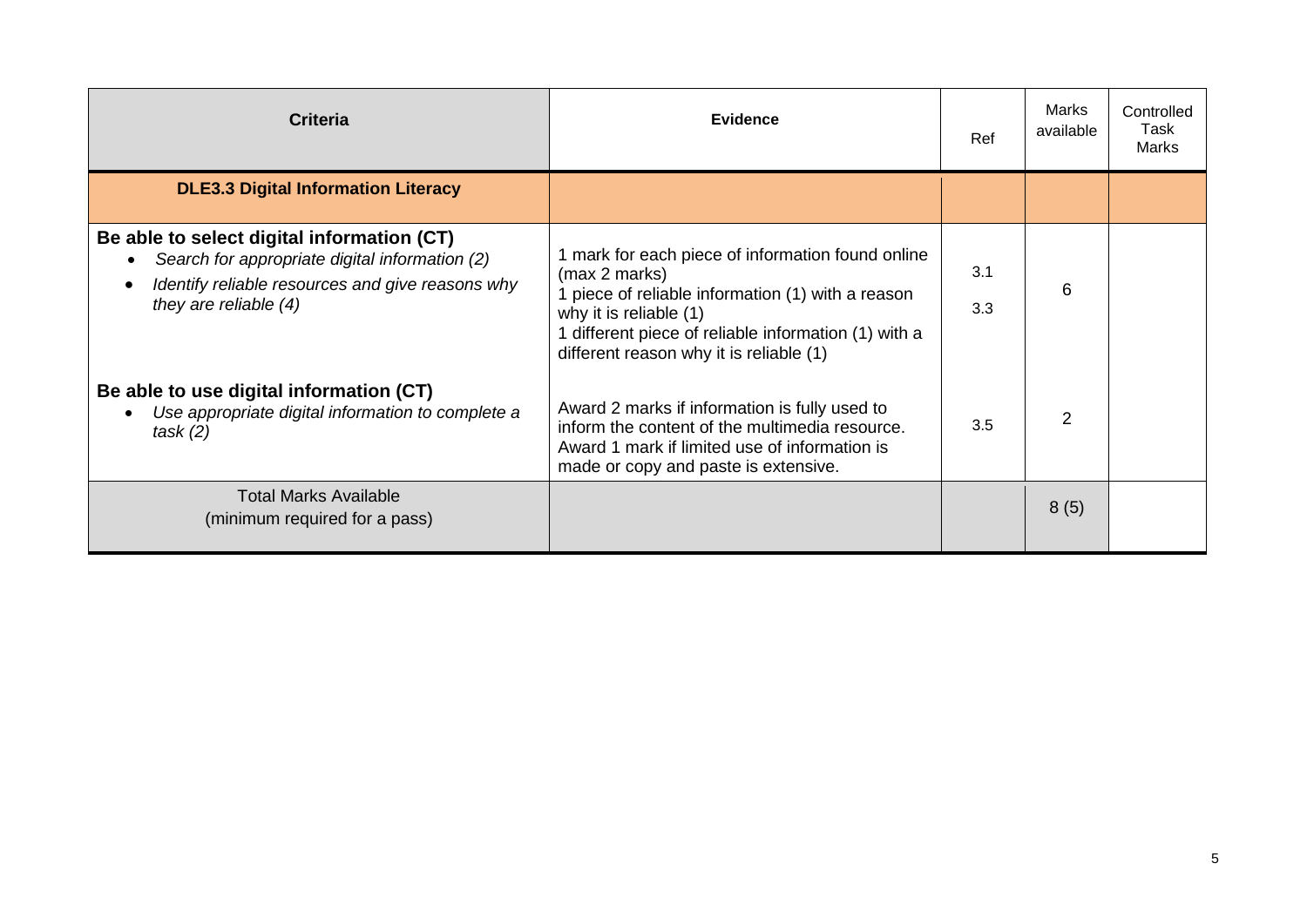| Criteria | Evidence | Ref | Marks available | Controlled Task Marks |
|---|---|---|---|---|
| **DLE3.3 Digital Information Literacy** | | | | |
| **Be able to select digital information (CT)**<br>• *Search for appropriate digital information (2)*<br>• *Identify reliable resources and give reasons why they are reliable (4)* | 1 mark for each piece of information found online (max 2 marks)<br>1 piece of reliable information (1) with a reason why it is reliable (1)<br>1 different piece of reliable information (1) with a different reason why it is reliable (1) | 3.1<br>3.3 | 6 | |
| **Be able to use digital information (CT)**<br>• *Use appropriate digital information to complete a task (2)* | Award 2 marks if information is fully used to inform the content of the multimedia resource. Award 1 mark if limited use of information is made or copy and paste is extensive. | 3.5 | 2 | |
| Total Marks Available<br>(minimum required for a pass) | | | 8 (5) | |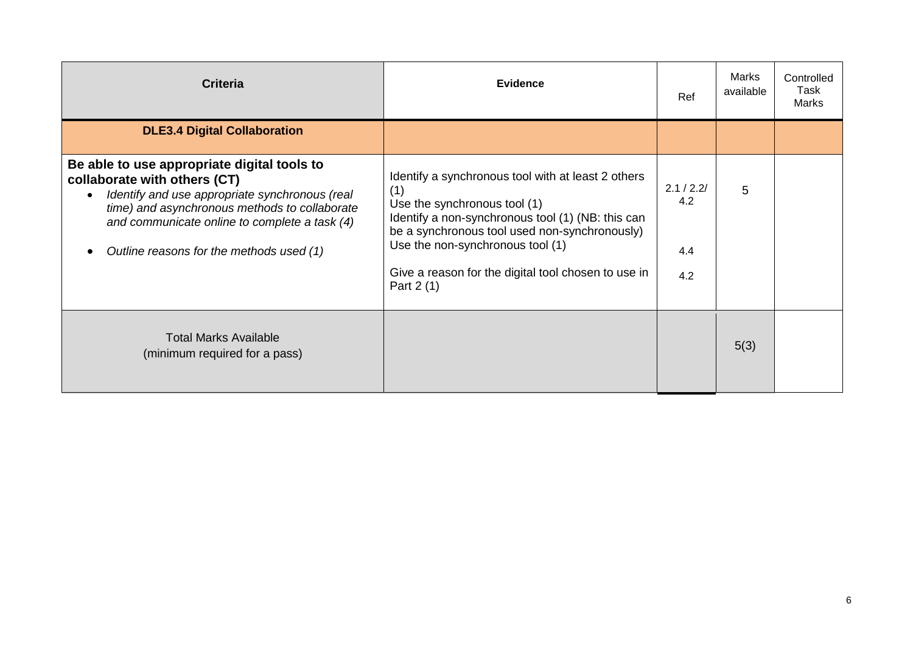| Criteria | Evidence | Ref | Marks available | Controlled Task Marks |
|---|---|---|---|---|
| **DLE3.4 Digital Collaboration** | | | | |
| **Be able to use appropriate digital tools to collaborate with others (CT)**<br>• *Identify and use appropriate synchronous (real time) and asynchronous methods to collaborate and communicate online to complete a task (4)*<br>• *Outline reasons for the methods used (1)* | Identify a synchronous tool with at least 2 others (1)<br>Use the synchronous tool (1)<br>Identify a non-synchronous tool (1) (NB: this can be a synchronous tool used non-synchronously)<br>Use the non-synchronous tool (1)<br><br>Give a reason for the digital tool chosen to use in Part 2 (1) | 2.1 / 2.2/ 4.2<br><br>4.4<br><br>4.2 | 5 | |
| Total Marks Available<br>(minimum required for a pass) | | | 5(3) | |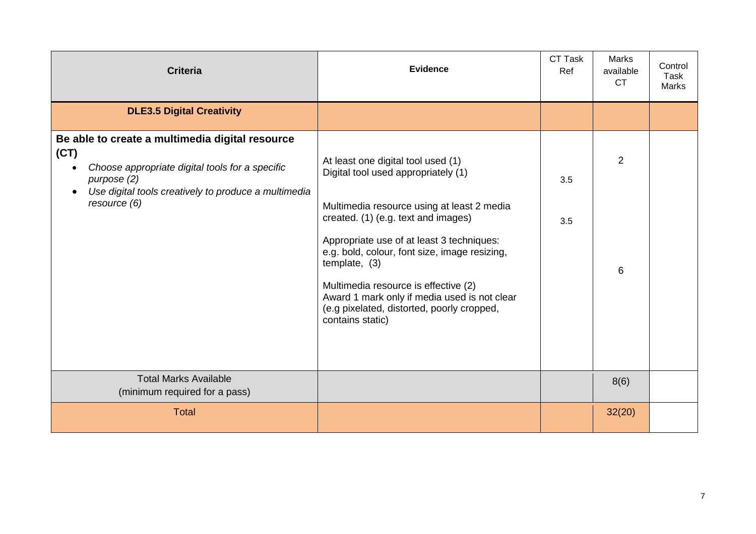| Criteria | Evidence | CT Task Ref | Marks available CT | Control Task Marks |
|---|---|---|---|---|
| **DLE3.5 Digital Creativity** | | | | |
| **Be able to create a multimedia digital resource (CT)**<br>• *Choose appropriate digital tools for a specific purpose (2)*<br>• *Use digital tools creatively to produce a multimedia resource (6)* | At least one digital tool used (1)<br>Digital tool used appropriately (1)<br><br>Multimedia resource using at least 2 media created. (1) (e.g. text and images)<br><br>Appropriate use of at least 3 techniques: e.g. bold, colour, font size, image resizing, template, (3)<br><br>Multimedia resource is effective (2)<br>Award 1 mark only if media used is not clear (e.g pixelated, distorted, poorly cropped, contains static) | 3.5<br><br>3.5 | 2<br><br>6 | |
| Total Marks Available<br>(minimum required for a pass) | | | 8(6) | |
| Total | | | 32(20) | |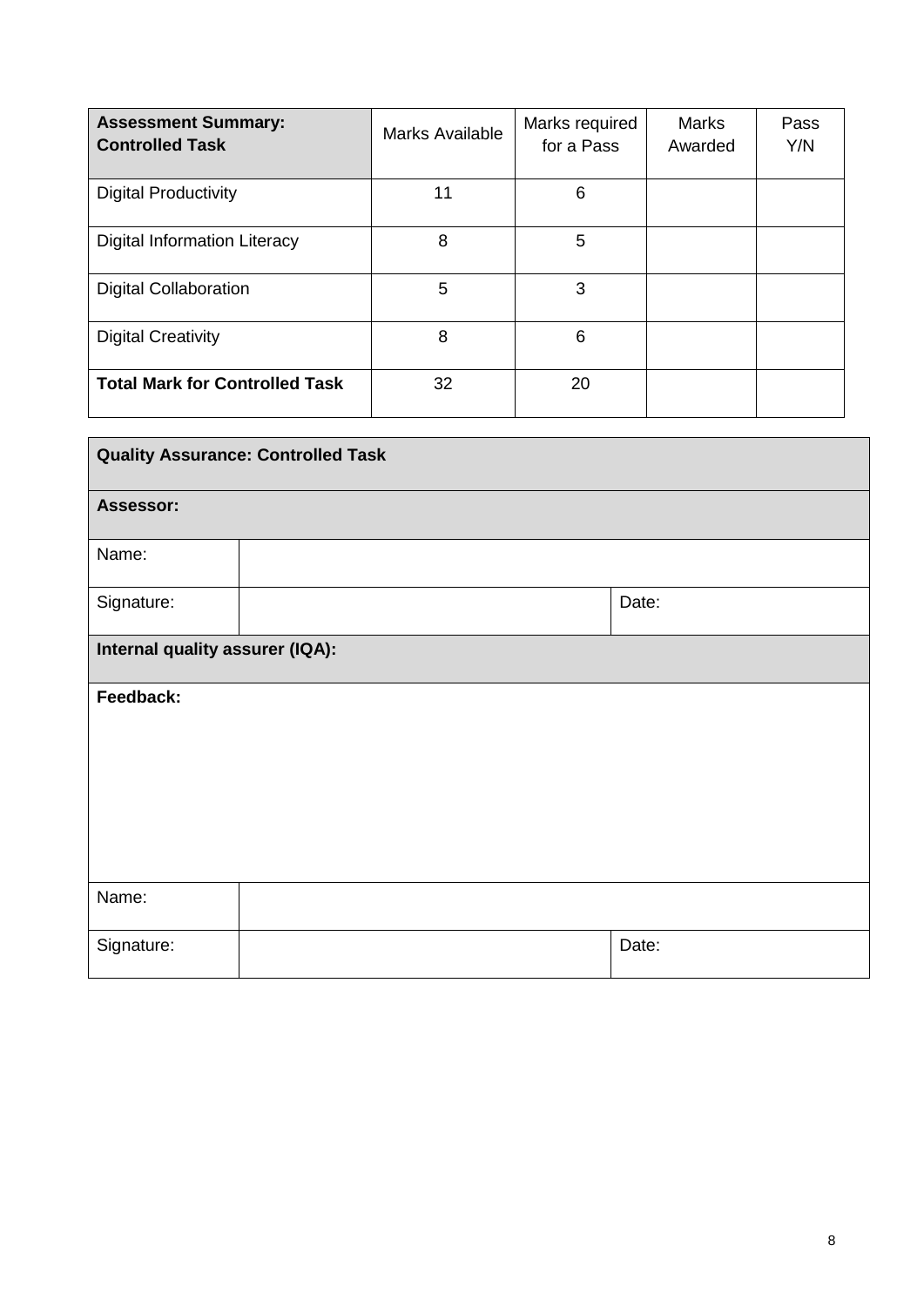| **Assessment Summary: Controlled Task** | Marks Available | Marks required for a Pass | Marks Awarded | Pass Y/N |
|---|---|---|---|---|
| Digital Productivity | 11 | 6 | | |
| Digital Information Literacy | 8 | 5 | | |
| Digital Collaboration | 5 | 3 | | |
| Digital Creativity | 8 | 6 | | |
| **Total Mark for Controlled Task** | 32 | 20 | | |

| **Quality Assurance: Controlled Task** | | | |
|---|---|---|---|
| **Assessor:** | | | |
| Name: | | | |
| Signature: | | Date: | |
| **Internal quality assurer (IQA):** | | | |
| **Feedback:** | | | |
| Name: | | | |
| Signature: | | Date: | |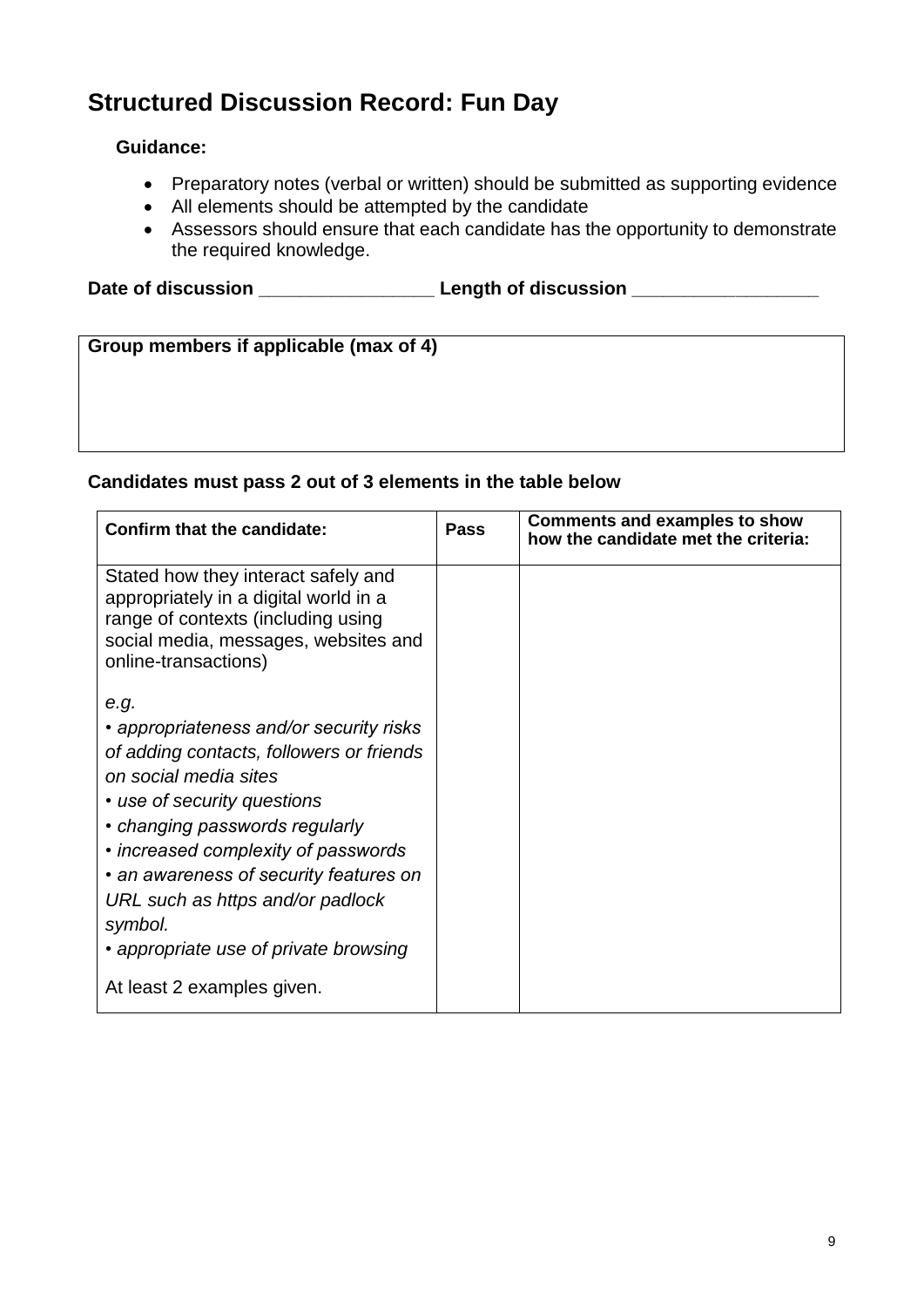## Structured Discussion Record: Fun Day

**Guidance:**

- Preparatory notes (verbal or written) should be submitted as supporting evidence
- All elements should be attempted by the candidate
- Assessors should ensure that each candidate has the opportunity to demonstrate the required knowledge.

**Date of discussion _________________ Length of discussion __________________**

| Group members if applicable (max of 4) |
|---|
| |

**Candidates must pass 2 out of 3 elements in the table below**

| Confirm that the candidate: | Pass | Comments and examples to show how the candidate met the criteria: |
|---|---|---|
| Stated how they interact safely and appropriately in a digital world in a range of contexts (including using social media, messages, websites and online-transactions)<br><br>*e.g.*<br>*• appropriateness and/or security risks of adding contacts, followers or friends on social media sites*<br>*• use of security questions*<br>*• changing passwords regularly*<br>*• increased complexity of passwords*<br>*• an awareness of security features on URL such as https and/or padlock symbol.*<br>*• appropriate use of private browsing*<br><br>At least 2 examples given. | | |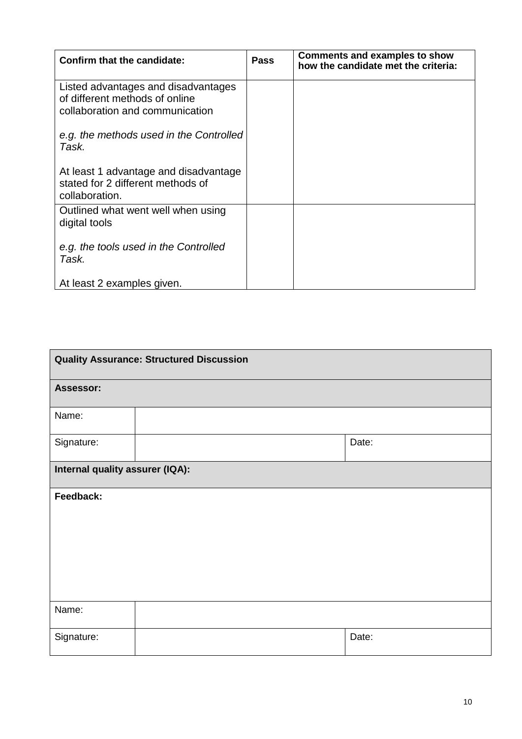| Confirm that the candidate: | Pass | Comments and examples to show how the candidate met the criteria: |
| --- | --- | --- |
| Listed advantages and disadvantages of different methods of online collaboration and communication<br><br>*e.g. the methods used in the Controlled Task.*<br><br>At least 1 advantage and disadvantage stated for 2 different methods of collaboration. | | |
| Outlined what went well when using digital tools<br><br>*e.g. the tools used in the Controlled Task.*<br><br>At least 2 examples given. | | |

| **Quality Assurance: Structured Discussion** | | | |
| --- | --- | --- | --- |
| **Assessor:** | | | |
| Name: | | | |
| Signature: | | Date: | |
| **Internal quality assurer (IQA):** | | | |
| **Feedback:** | | | |
| Name: | | | |
| Signature: | | Date: | |